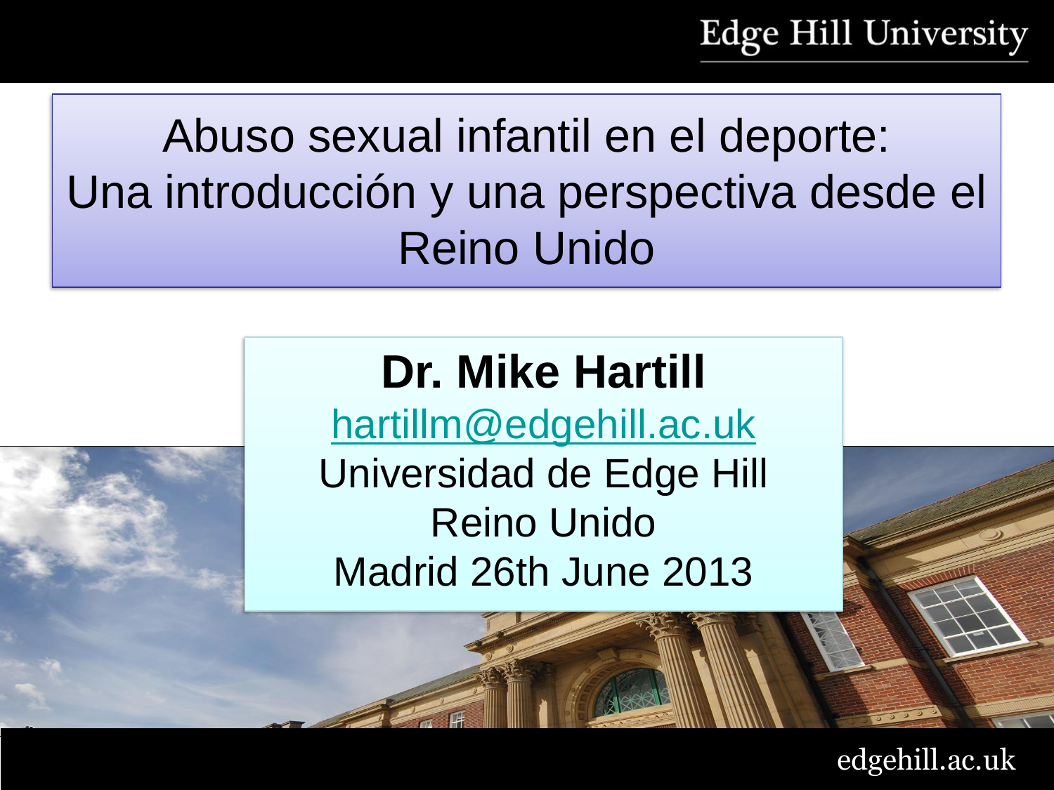# Abuso sexual infantil en el deporte: Una introducción y una perspectiva desde el Reino Unido

**Dr. Mike Hartill**

hartillm@edgehill.ac.uk

Universidad de Edge Hill

Reino Unido

Madrid 26th June 2013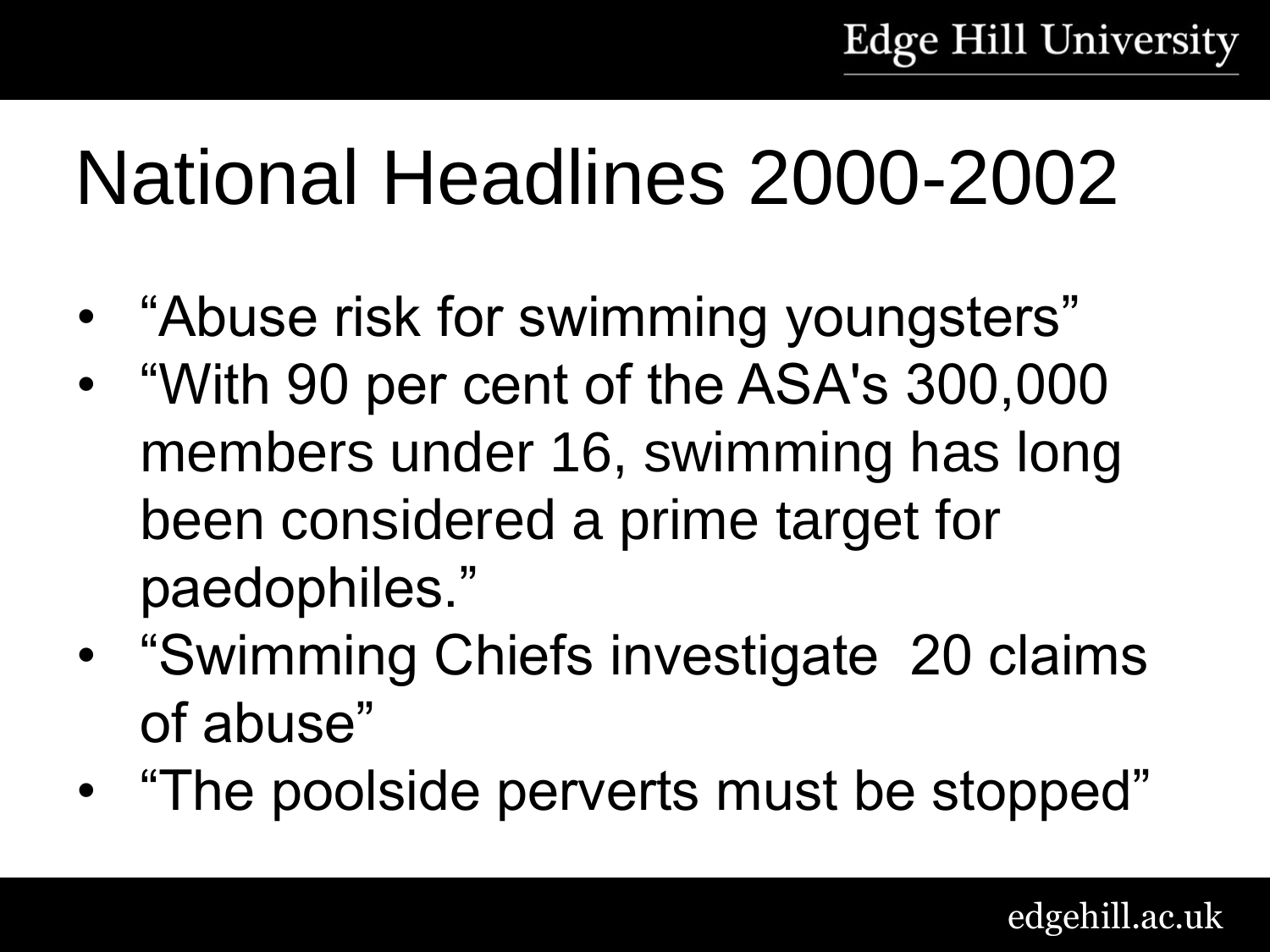# National Headlines 2000-2002

- “Abuse risk for swimming youngsters”
- “With 90 per cent of the ASA's 300,000 members under 16, swimming has long been considered a prime target for paedophiles.”
- “Swimming Chiefs investigate 20 claims of abuse”
- “The poolside perverts must be stopped”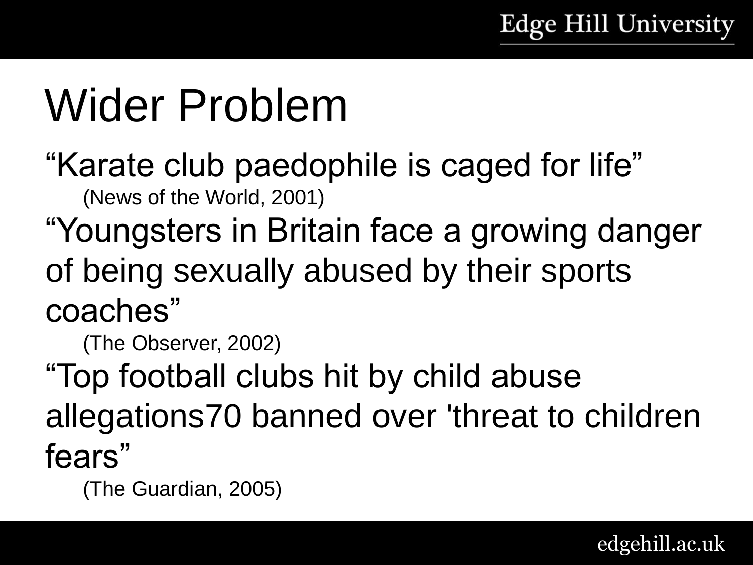# Wider Problem

"Karate club paedophile is caged for life"

(News of the World, 2001)

"Youngsters in Britain face a growing danger of being sexually abused by their sports coaches"

(The Observer, 2002)

"Top football clubs hit by child abuse allegations70 banned over 'threat to children fears"

(The Guardian, 2005)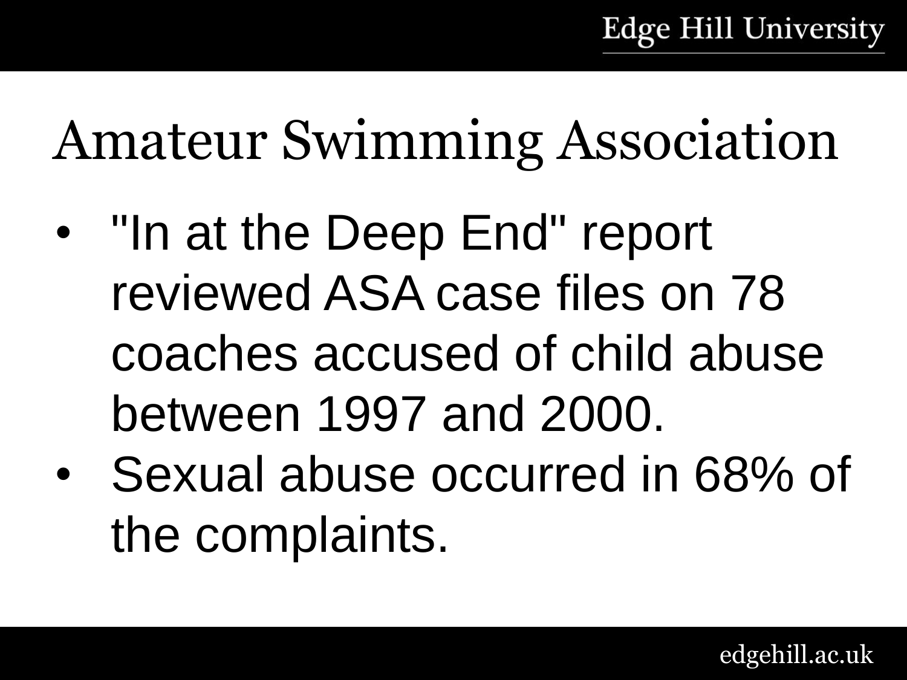# Amateur Swimming Association

- "In at the Deep End" report reviewed ASA case files on 78 coaches accused of child abuse between 1997 and 2000.
- Sexual abuse occurred in 68% of the complaints.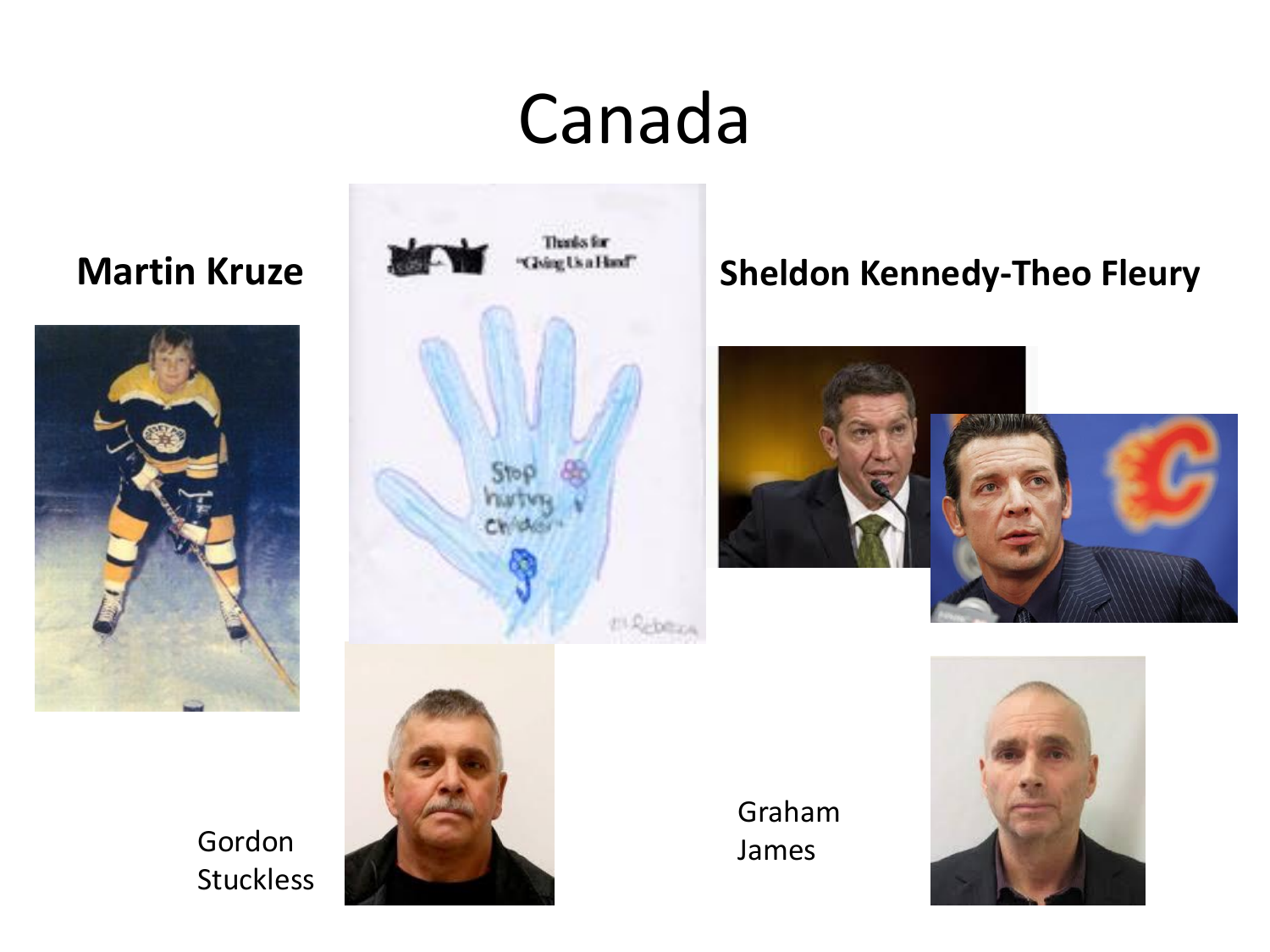# Canada

**Martin Kruze**

**Sheldon Kennedy-Theo Fleury**

Gordon Stuckless

Graham James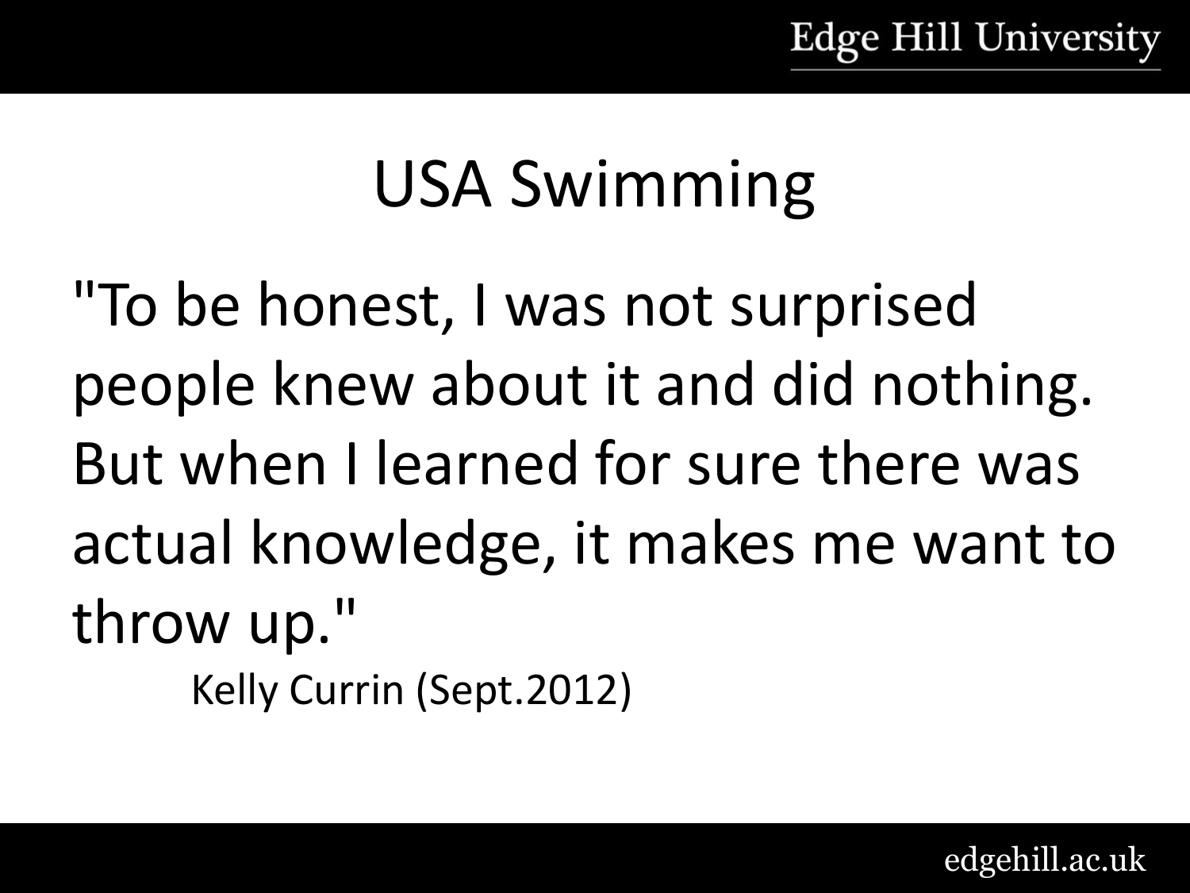# USA Swimming

"To be honest, I was not surprised people knew about it and did nothing. But when I learned for sure there was actual knowledge, it makes me want to throw up."

Kelly Currin (Sept.2012)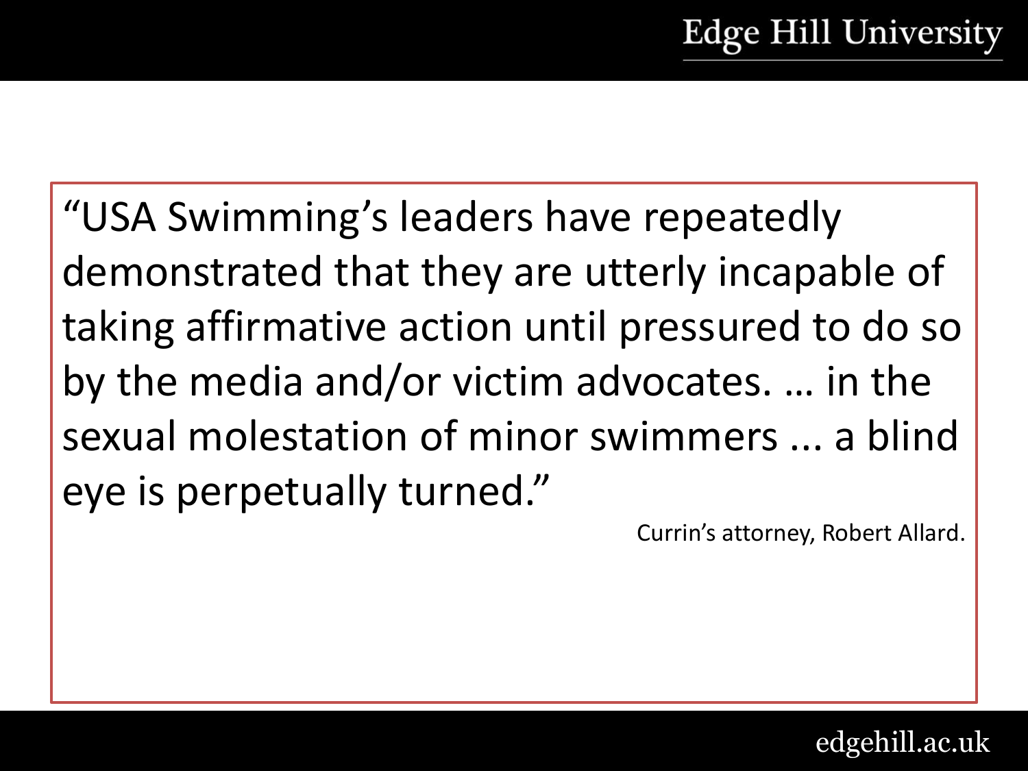"USA Swimming's leaders have repeatedly demonstrated that they are utterly incapable of taking affirmative action until pressured to do so by the media and/or victim advocates. … in the sexual molestation of minor swimmers ... a blind eye is perpetually turned."

Currin's attorney, Robert Allard.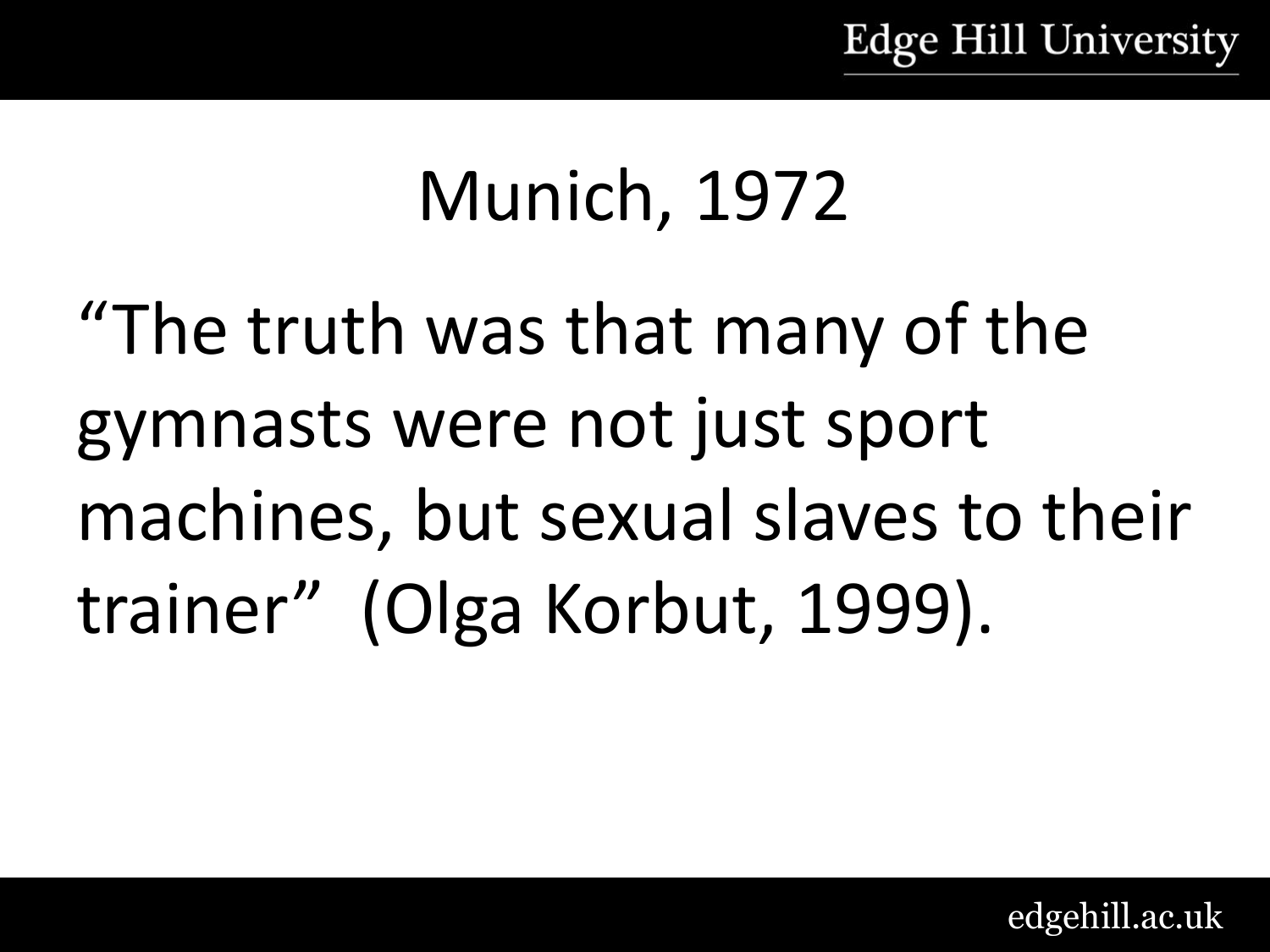# Munich, 1972

"The truth was that many of the gymnasts were not just sport machines, but sexual slaves to their trainer" (Olga Korbut, 1999).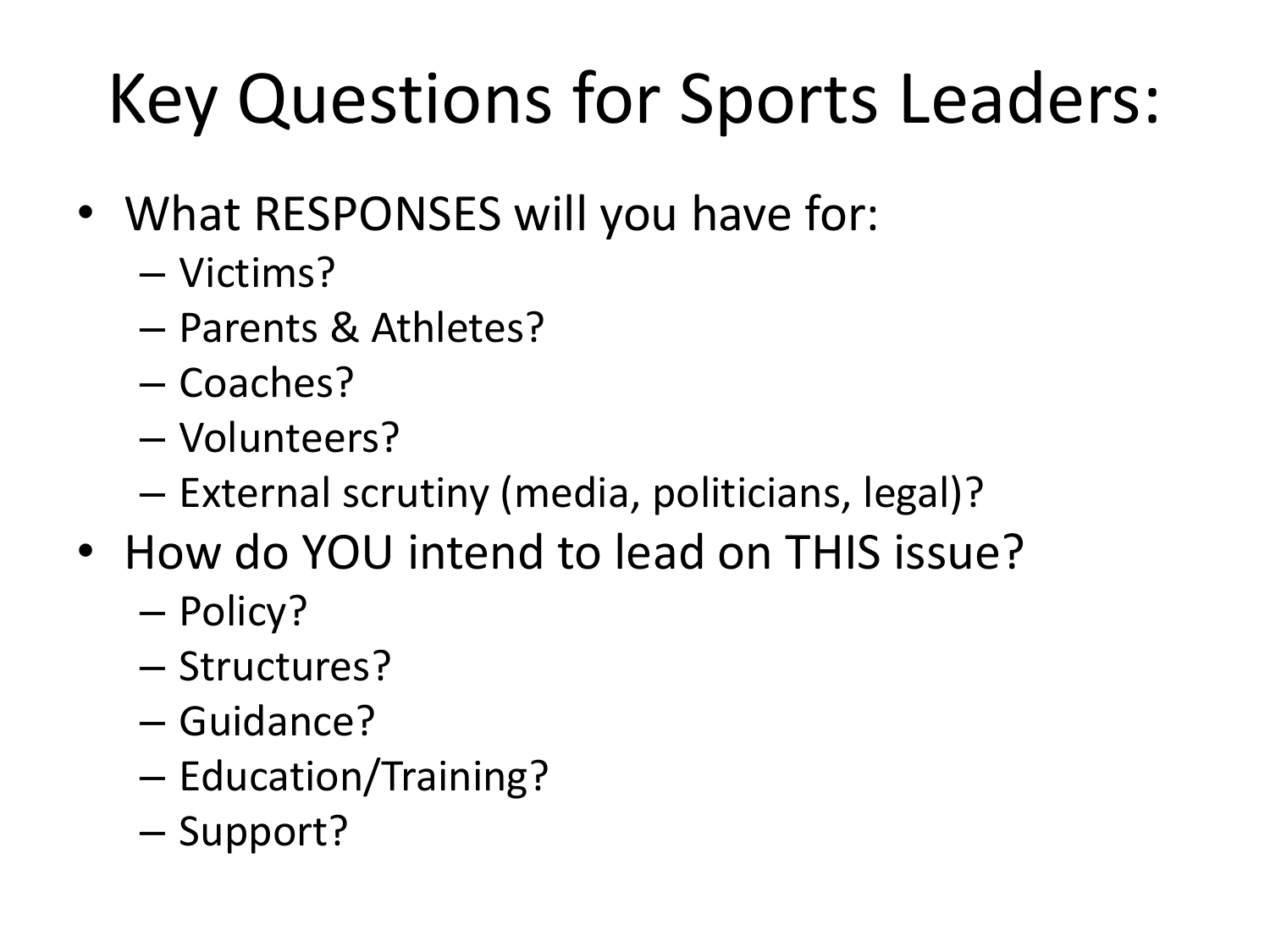# Key Questions for Sports Leaders:

- What RESPONSES will you have for:
  - Victims?
  - Parents & Athletes?
  - Coaches?
  - Volunteers?
  - External scrutiny (media, politicians, legal)?
- How do YOU intend to lead on THIS issue?
  - Policy?
  - Structures?
  - Guidance?
  - Education/Training?
  - Support?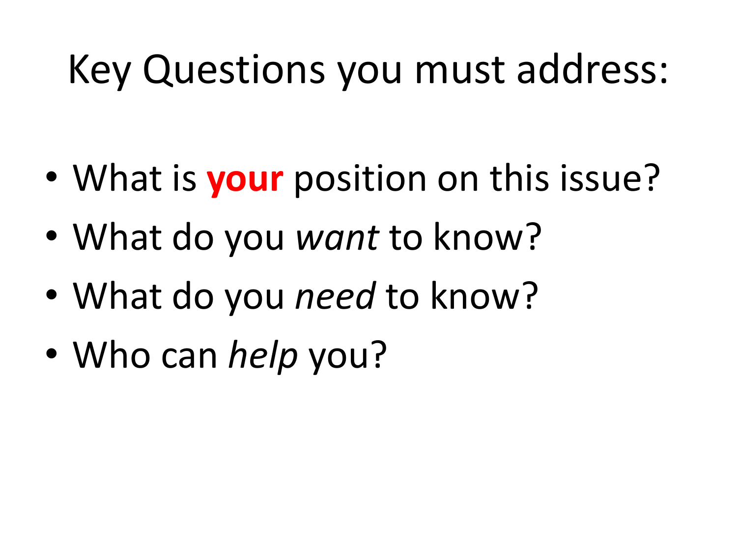# Key Questions you must address:

- What is **your** position on this issue?
- What do you *want* to know?
- What do you *need* to know?
- Who can *help* you?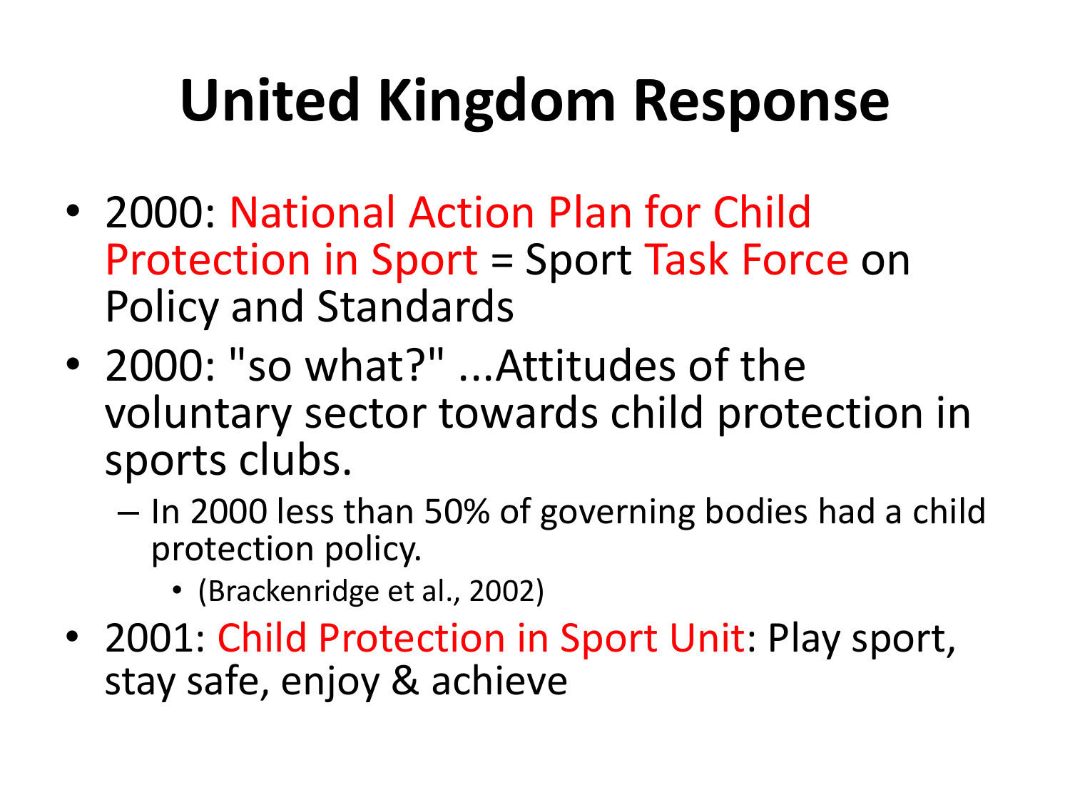# United Kingdom Response

- 2000: National Action Plan for Child Protection in Sport = Sport Task Force on Policy and Standards
- 2000: "so what?" ...Attitudes of the voluntary sector towards child protection in sports clubs.
  - In 2000 less than 50% of governing bodies had a child protection policy.
    - (Brackenridge et al., 2002)
- 2001: Child Protection in Sport Unit: Play sport, stay safe, enjoy & achieve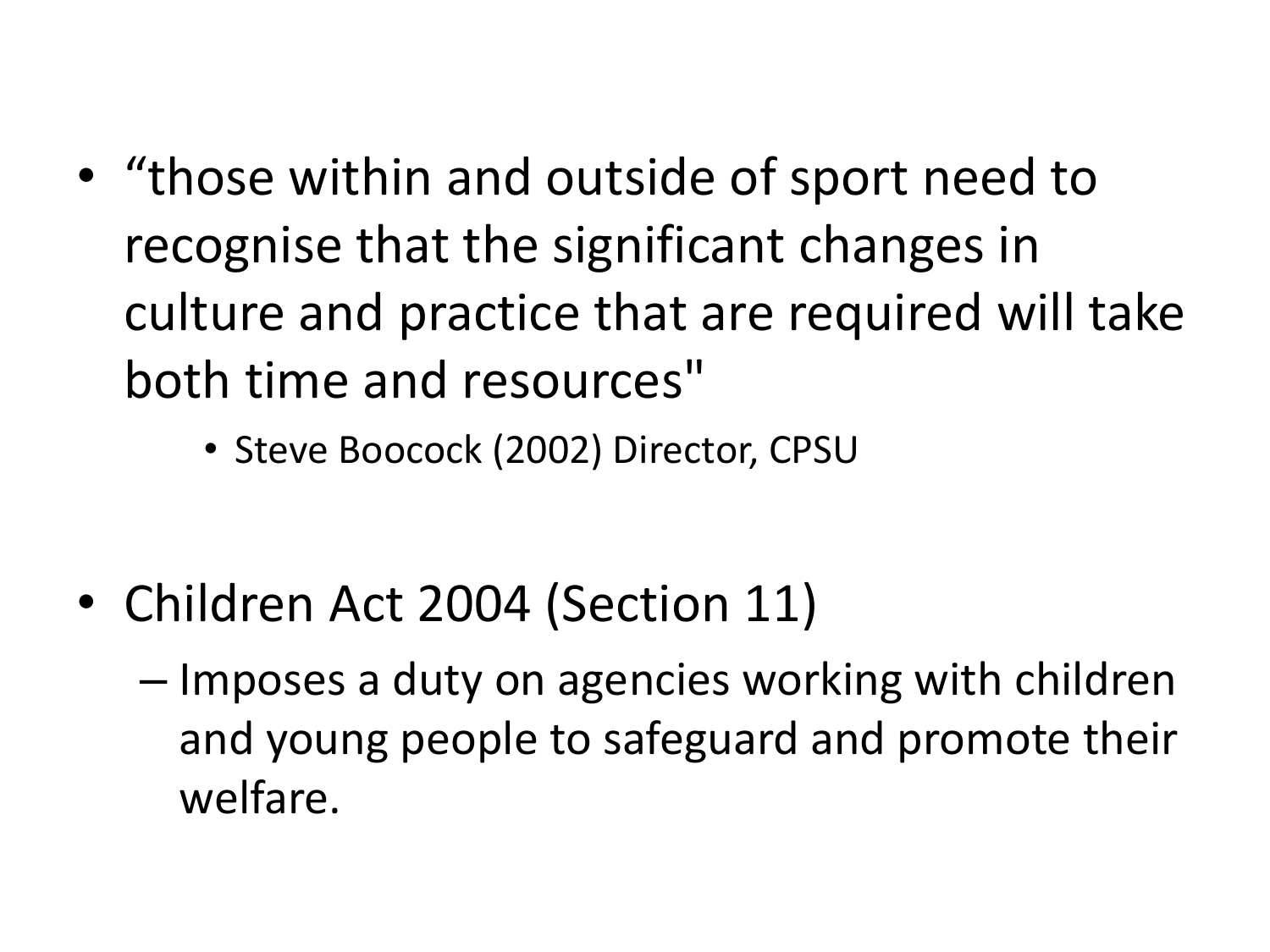- “those within and outside of sport need to recognise that the significant changes in culture and practice that are required will take both time and resources"
    - Steve Boocock (2002) Director, CPSU

- Children Act 2004 (Section 11)
    - Imposes a duty on agencies working with children and young people to safeguard and promote their welfare.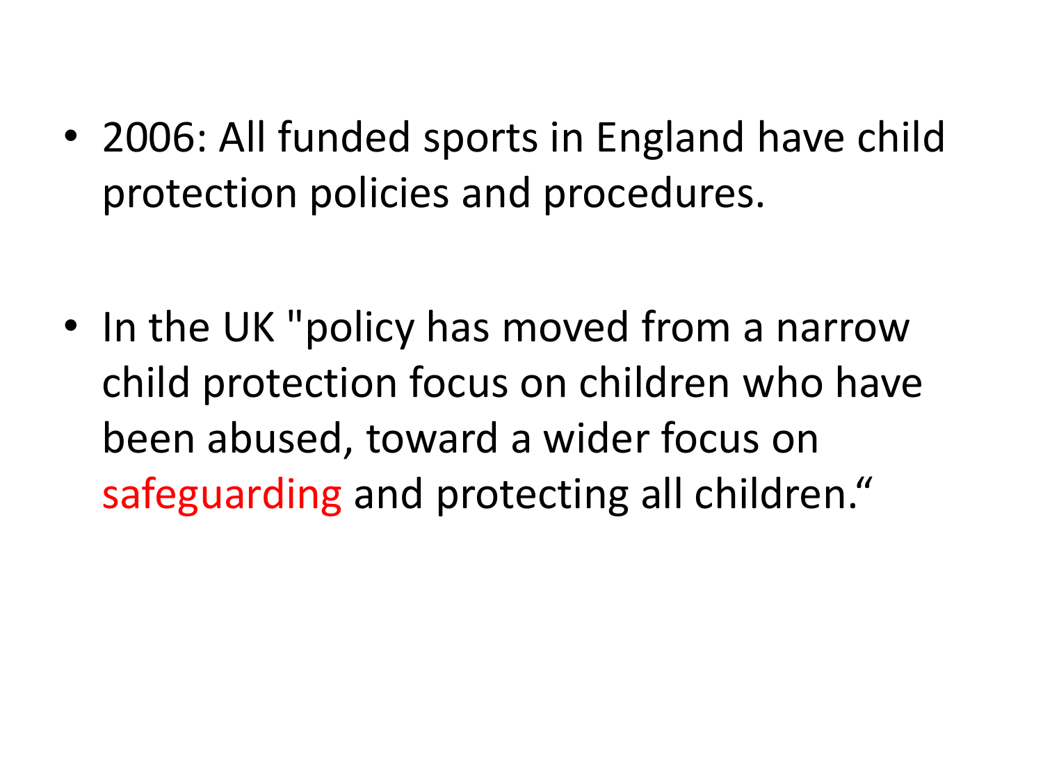- 2006: All funded sports in England have child protection policies and procedures.

- In the UK "policy has moved from a narrow child protection focus on children who have been abused, toward a wider focus on safeguarding and protecting all children."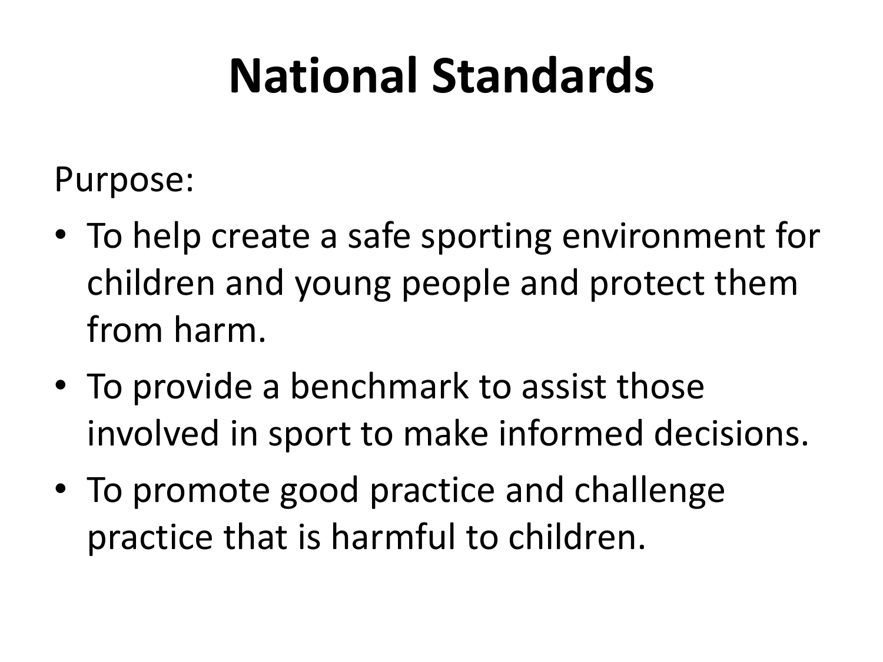# National Standards

Purpose:

- To help create a safe sporting environment for children and young people and protect them from harm.
- To provide a benchmark to assist those involved in sport to make informed decisions.
- To promote good practice and challenge practice that is harmful to children.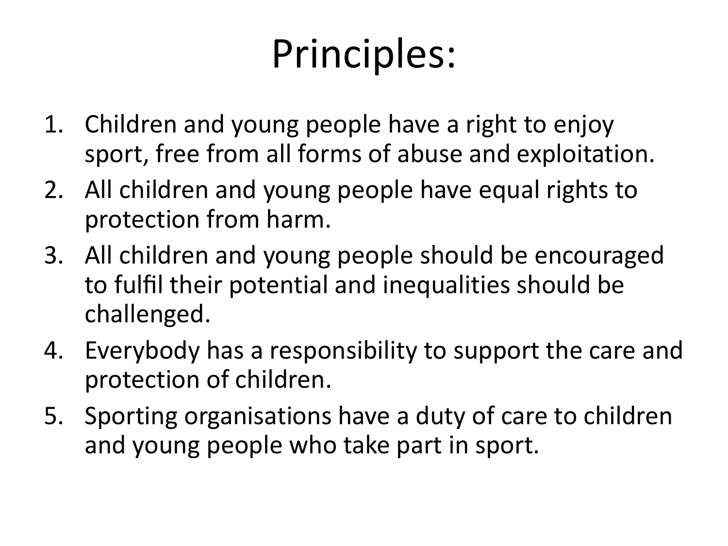# Principles:

1. Children and young people have a right to enjoy sport, free from all forms of abuse and exploitation.
2. All children and young people have equal rights to protection from harm.
3. All children and young people should be encouraged to fulfil their potential and inequalities should be challenged.
4. Everybody has a responsibility to support the care and protection of children.
5. Sporting organisations have a duty of care to children and young people who take part in sport.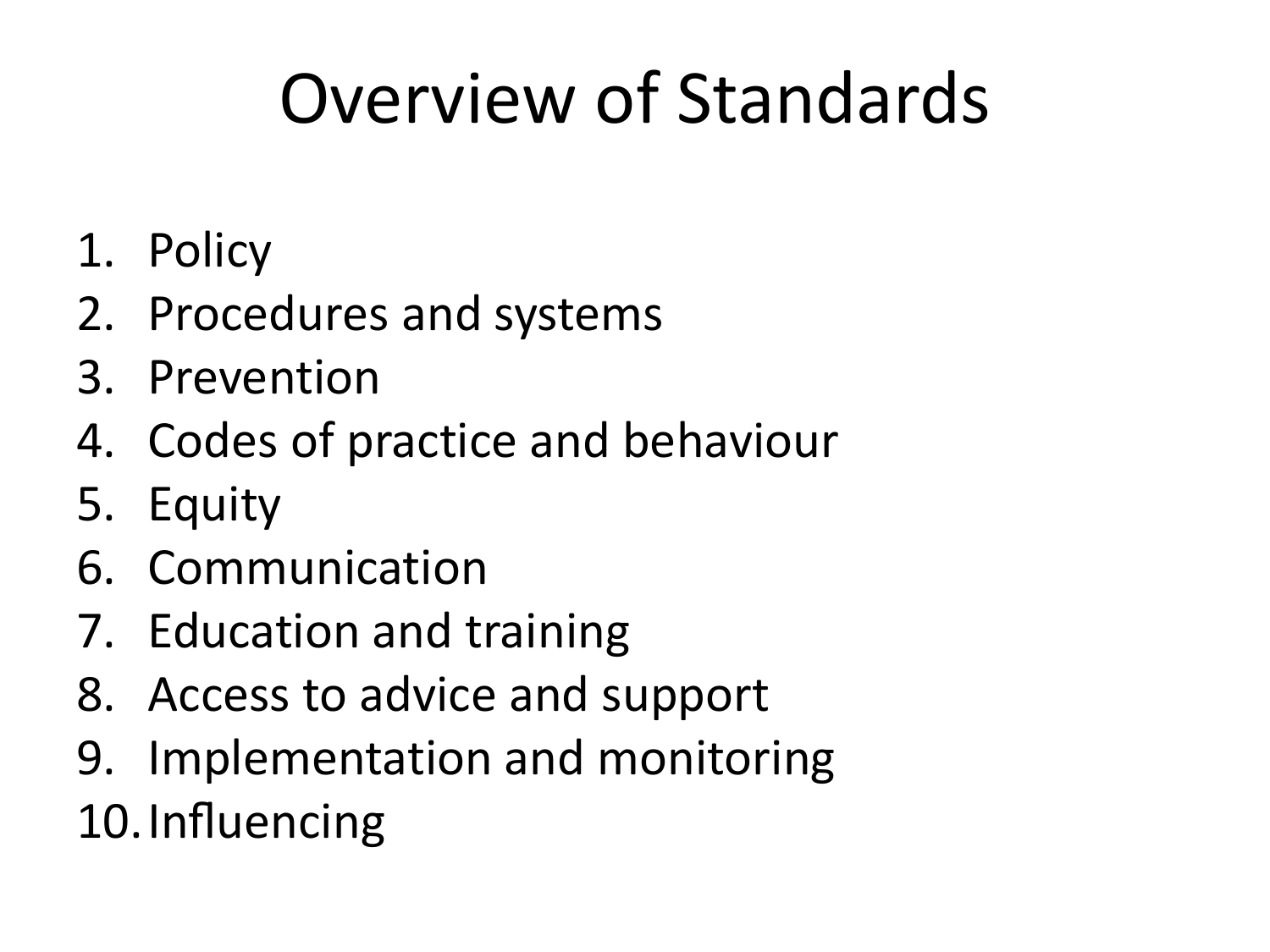# Overview of Standards

1. Policy
2. Procedures and systems
3. Prevention
4. Codes of practice and behaviour
5. Equity
6. Communication
7. Education and training
8. Access to advice and support
9. Implementation and monitoring
10. Influencing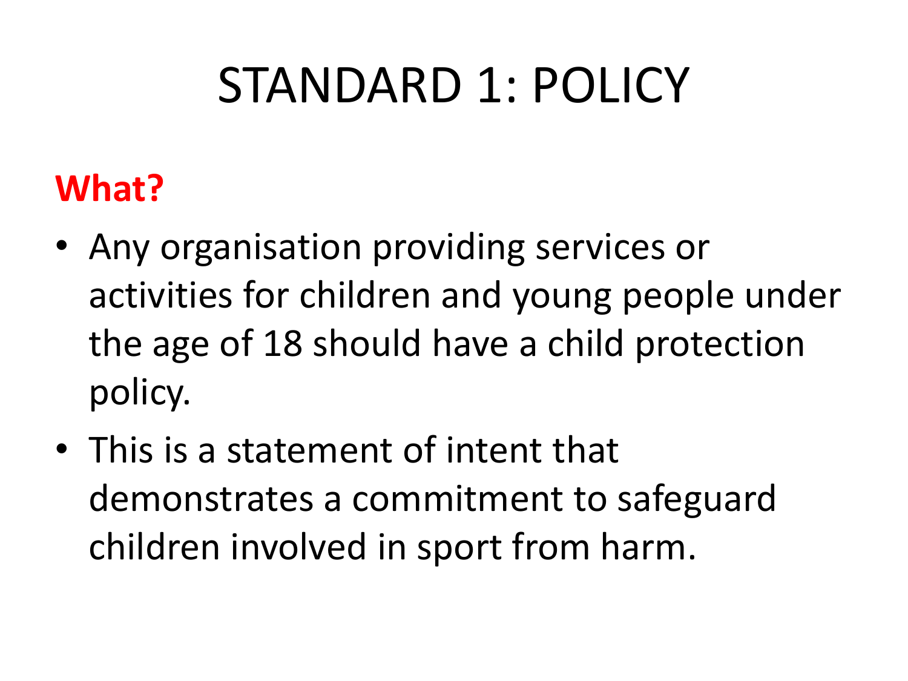# STANDARD 1: POLICY

**What?**

- Any organisation providing services or activities for children and young people under the age of 18 should have a child protection policy.
- This is a statement of intent that demonstrates a commitment to safeguard children involved in sport from harm.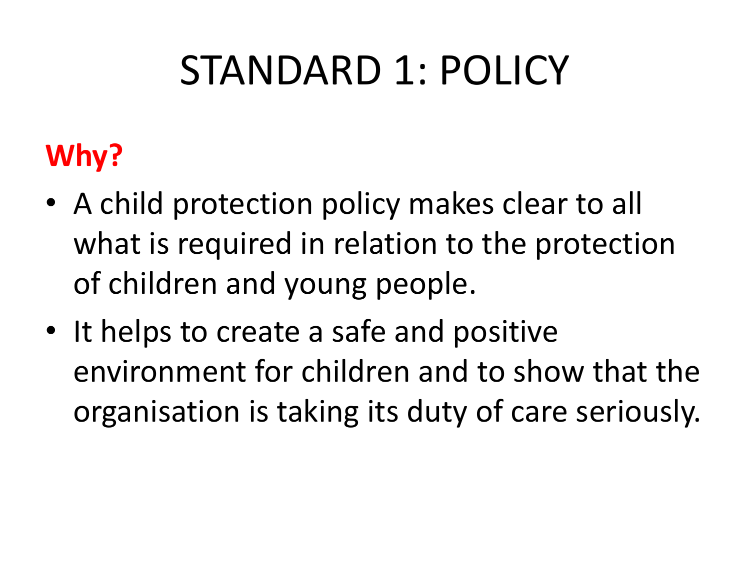# STANDARD 1: POLICY

**Why?**

- A child protection policy makes clear to all what is required in relation to the protection of children and young people.
- It helps to create a safe and positive environment for children and to show that the organisation is taking its duty of care seriously.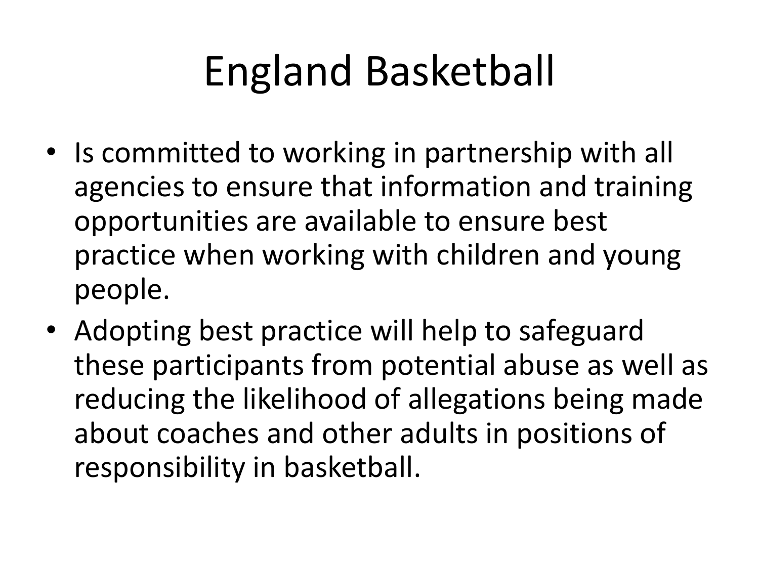# England Basketball

- Is committed to working in partnership with all agencies to ensure that information and training opportunities are available to ensure best practice when working with children and young people.
- Adopting best practice will help to safeguard these participants from potential abuse as well as reducing the likelihood of allegations being made about coaches and other adults in positions of responsibility in basketball.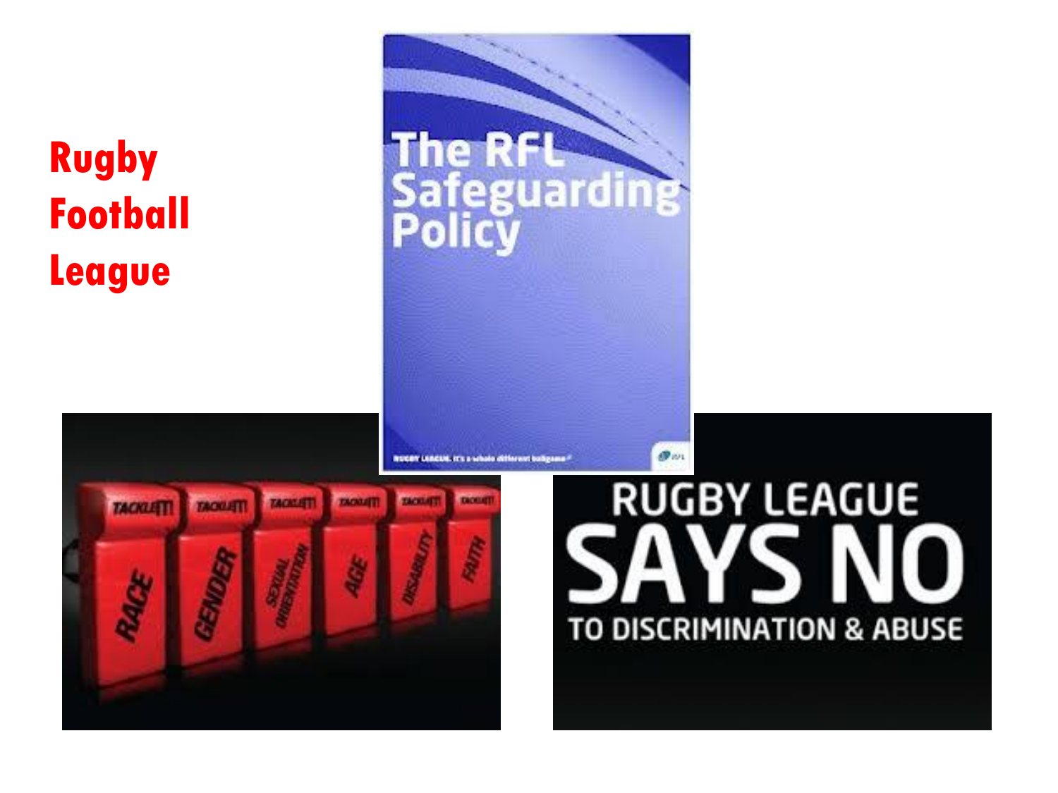# Rugby Football League

The RFL Safeguarding Policy

RUGBY LEAGUE. It's a whole different ballgame

TACKLE IT! RACE

TACKLE IT! GENDER

TACKLE IT! SEXUAL ORIENTATION

TACKLE IT! AGE

TACKLE IT! DISABILITY

TACKLE IT! FAITH

RUGBY LEAGUE SAYS NO TO DISCRIMINATION & ABUSE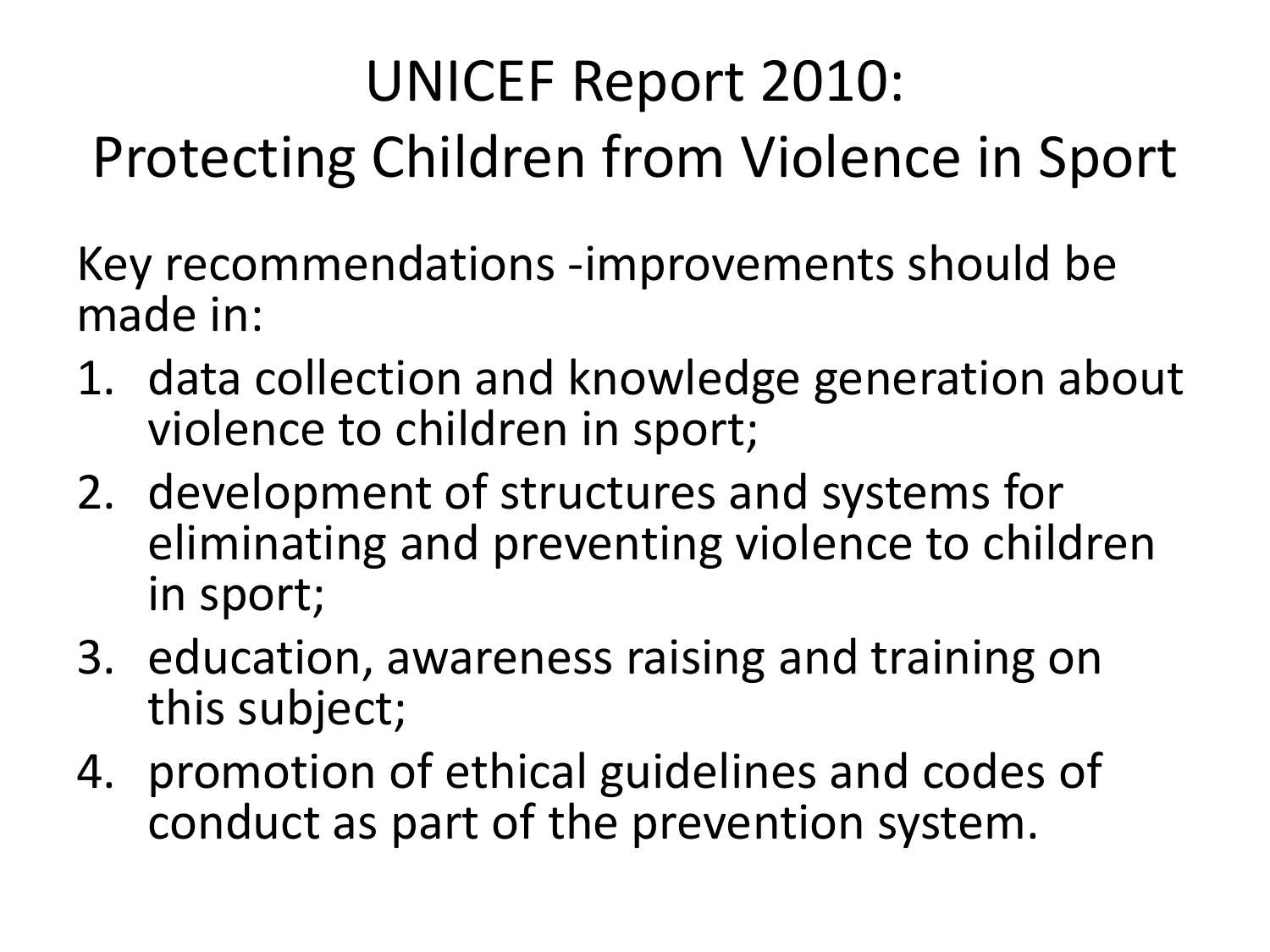# UNICEF Report 2010: Protecting Children from Violence in Sport

Key recommendations -improvements should be made in:

1. data collection and knowledge generation about violence to children in sport;
2. development of structures and systems for eliminating and preventing violence to children in sport;
3. education, awareness raising and training on this subject;
4. promotion of ethical guidelines and codes of conduct as part of the prevention system.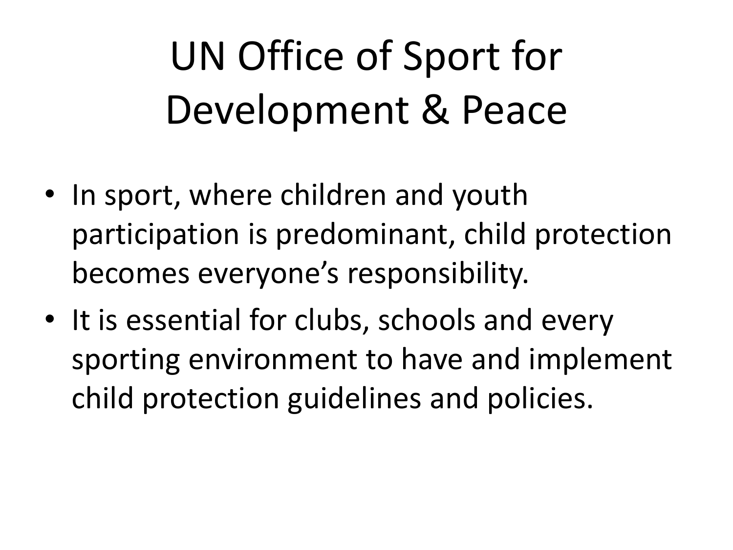# UN Office of Sport for Development & Peace

- In sport, where children and youth participation is predominant, child protection becomes everyone's responsibility.
- It is essential for clubs, schools and every sporting environment to have and implement child protection guidelines and policies.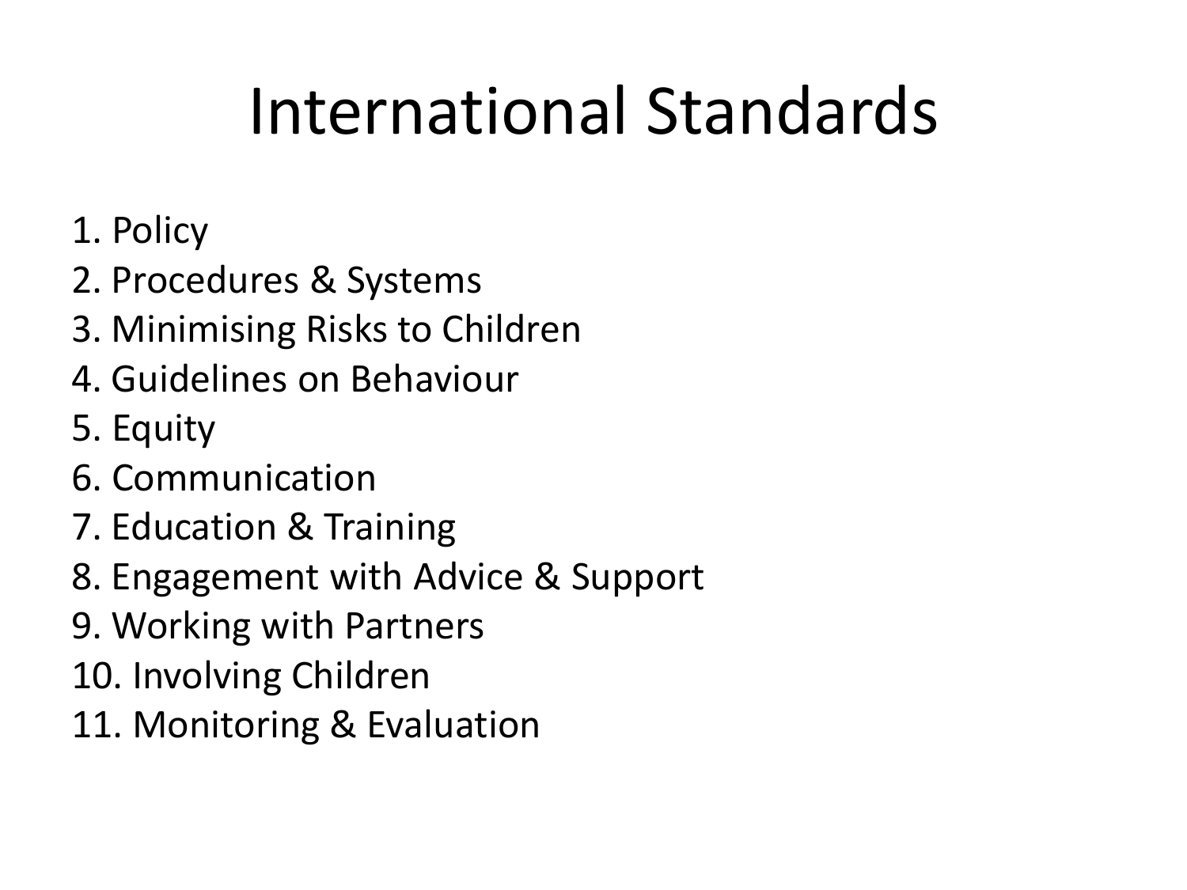# International Standards

1. Policy
2. Procedures & Systems
3. Minimising Risks to Children
4. Guidelines on Behaviour
5. Equity
6. Communication
7. Education & Training
8. Engagement with Advice & Support
9. Working with Partners
10. Involving Children
11. Monitoring & Evaluation